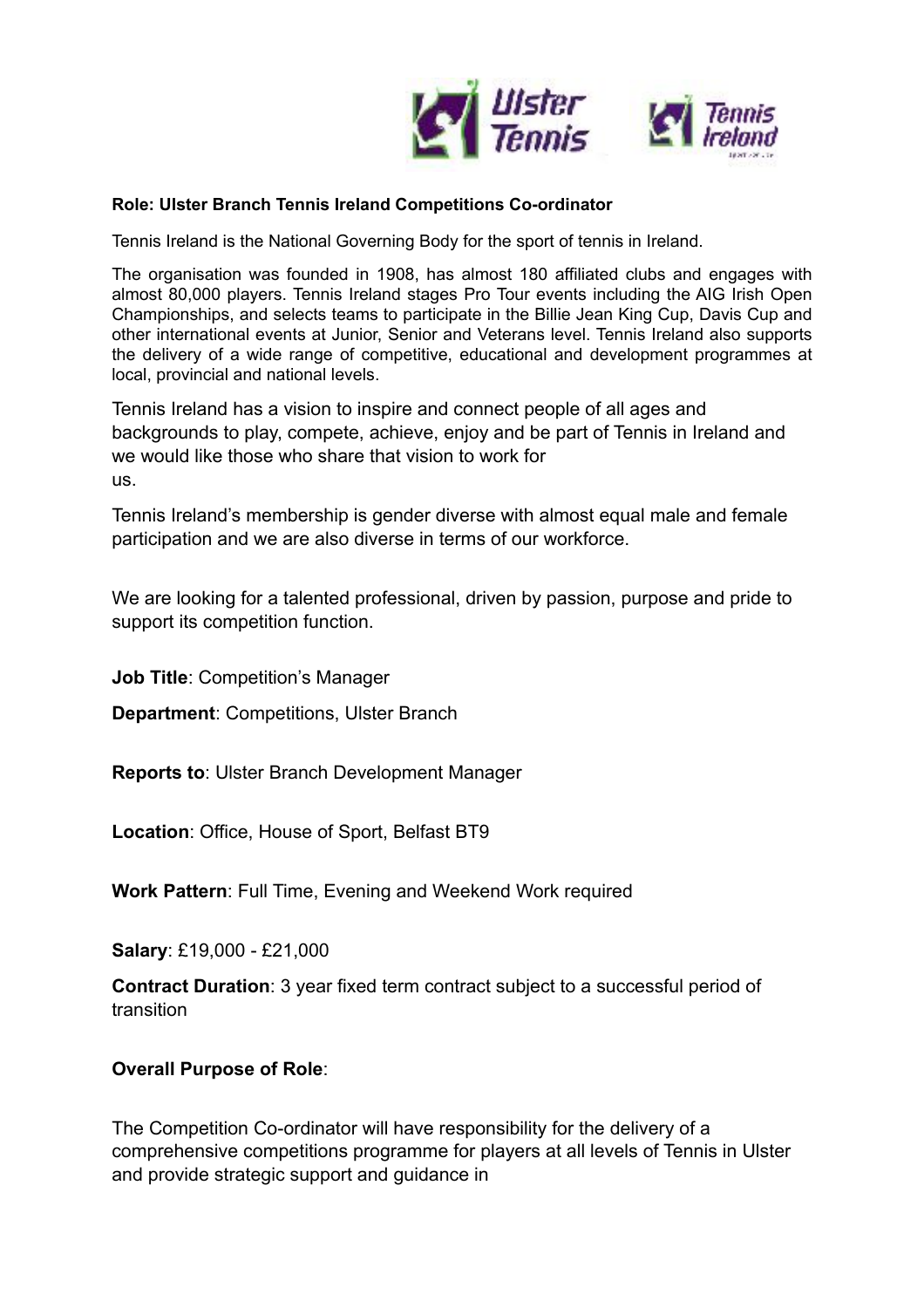**Role: Ulster Branch Tennis Ireland Competitions Co-ordinator**

Tennis Ireland is the National Governing Body for the sport of tennis in Ireland.

The organisation was founded in 1908, has almost 180 affiliated clubs and engages with almost 80,000 players. Tennis Ireland stages Pro Tour events including the AIG Irish Open Championships, and selects teams to participate in the Billie Jean King Cup, Davis Cup and other international events at Junior, Senior and Veterans level. Tennis Ireland also supports the delivery of a wide range of competitive, educational and development programmes at local, provincial and national levels.

Tennis Ireland has a vision to inspire and connect people of all ages and backgrounds to play, compete, achieve, enjoy and be part of Tennis in Ireland and we would like those who share that vision to work for us.

Tennis Ireland's membership is gender diverse with almost equal male and female participation and we are also diverse in terms of our workforce.

We are looking for a talented professional, driven by passion, purpose and pride to support its competition function.

**Job Title**: Competition's Manager

**Department**: Competitions, Ulster Branch

**Reports to**: Ulster Branch Development Manager

**Location**: Office, House of Sport, Belfast BT9

**Work Pattern**: Full Time, Evening and Weekend Work required

**Salary**: £19,000 - £21,000

**Contract Duration**: 3 year fixed term contract subject to a successful period of transition

**Overall Purpose of Role**:

The Competition Co-ordinator will have responsibility for the delivery of a comprehensive competitions programme for players at all levels of Tennis in Ulster and provide strategic support and guidance in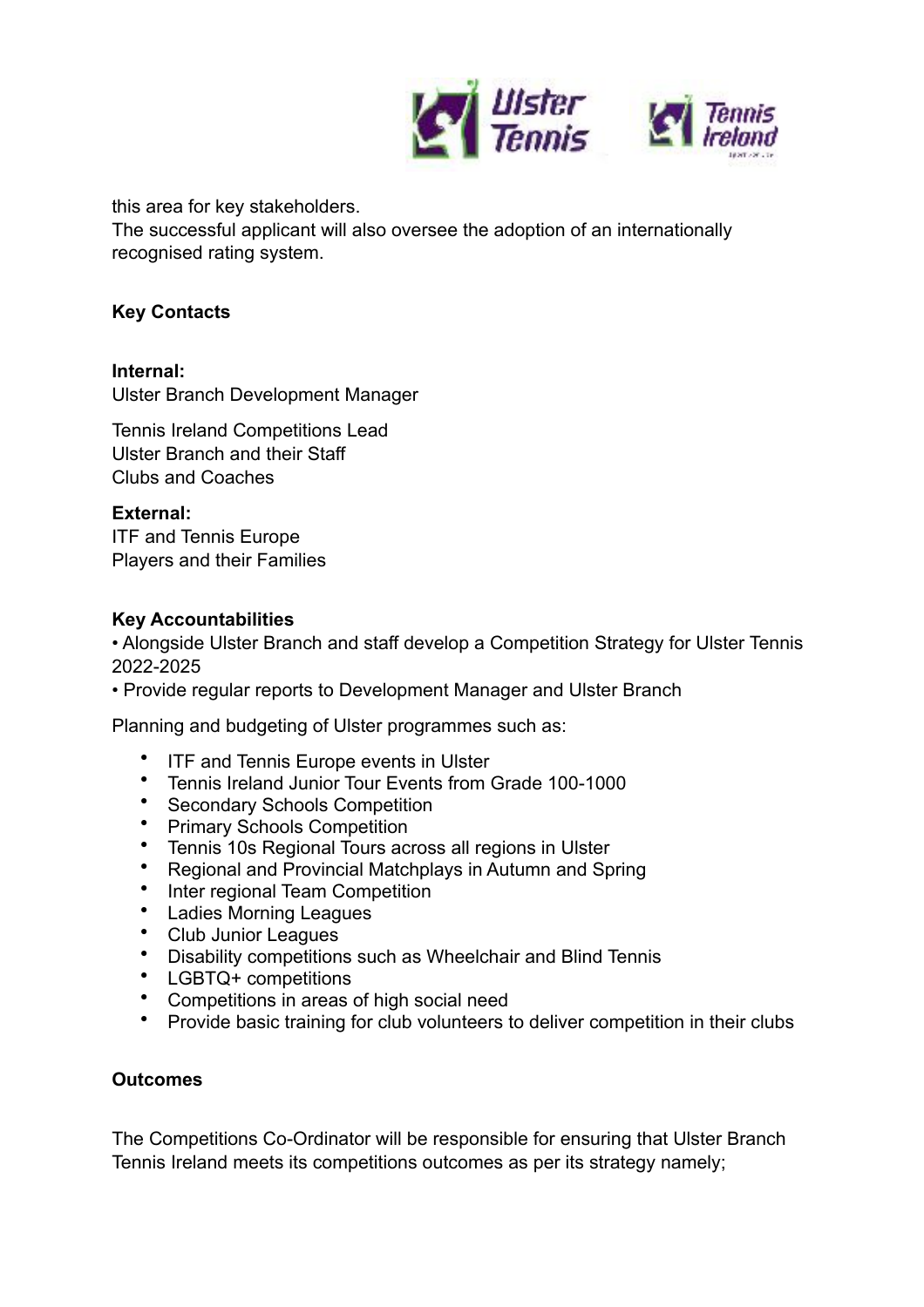this area for key stakeholders.
The successful applicant will also oversee the adoption of an internationally recognised rating system.

**Key Contacts**

**Internal:**
Ulster Branch Development Manager

Tennis Ireland Competitions Lead
Ulster Branch and their Staff
Clubs and Coaches

**External:**
ITF and Tennis Europe
Players and their Families

**Key Accountabilities**
• Alongside Ulster Branch and staff develop a Competition Strategy for Ulster Tennis 2022-2025
• Provide regular reports to Development Manager and Ulster Branch

Planning and budgeting of Ulster programmes such as:

- ITF and Tennis Europe events in Ulster
- Tennis Ireland Junior Tour Events from Grade 100-1000
- Secondary Schools Competition
- Primary Schools Competition
- Tennis 10s Regional Tours across all regions in Ulster
- Regional and Provincial Matchplays in Autumn and Spring
- Inter regional Team Competition
- Ladies Morning Leagues
- Club Junior Leagues
- Disability competitions such as Wheelchair and Blind Tennis
- LGBTQ+ competitions
- Competitions in areas of high social need
- Provide basic training for club volunteers to deliver competition in their clubs

**Outcomes**

The Competitions Co-Ordinator will be responsible for ensuring that Ulster Branch Tennis Ireland meets its competitions outcomes as per its strategy namely;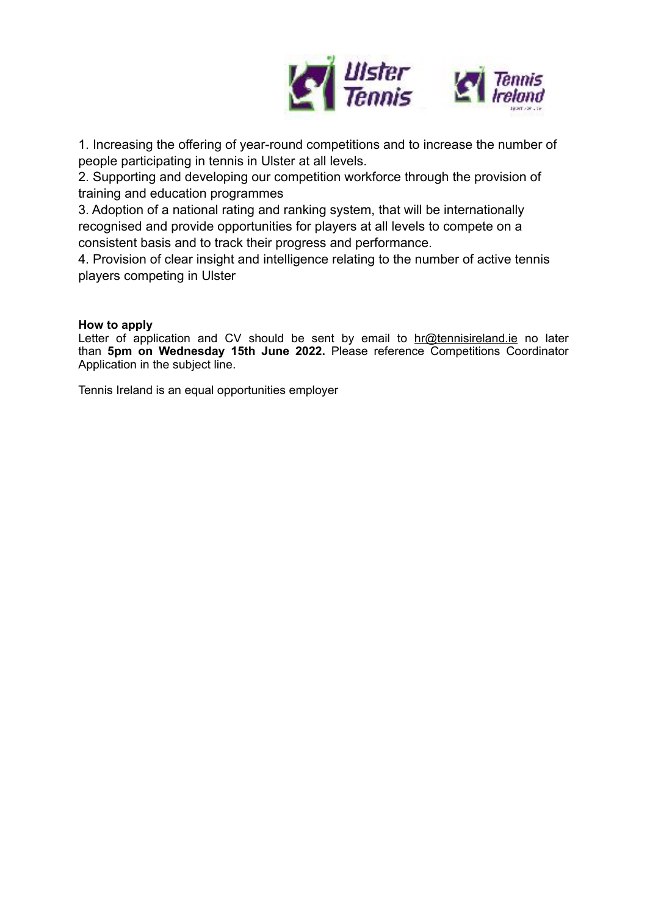1. Increasing the offering of year-round competitions and to increase the number of people participating in tennis in Ulster at all levels.
2. Supporting and developing our competition workforce through the provision of training and education programmes
3. Adoption of a national rating and ranking system, that will be internationally recognised and provide opportunities for players at all levels to compete on a consistent basis and to track their progress and performance.
4. Provision of clear insight and intelligence relating to the number of active tennis players competing in Ulster

**How to apply**

Letter of application and CV should be sent by email to hr@tennisireland.ie no later than **5pm on Wednesday 15th June 2022.** Please reference Competitions Coordinator Application in the subject line.

Tennis Ireland is an equal opportunities employer